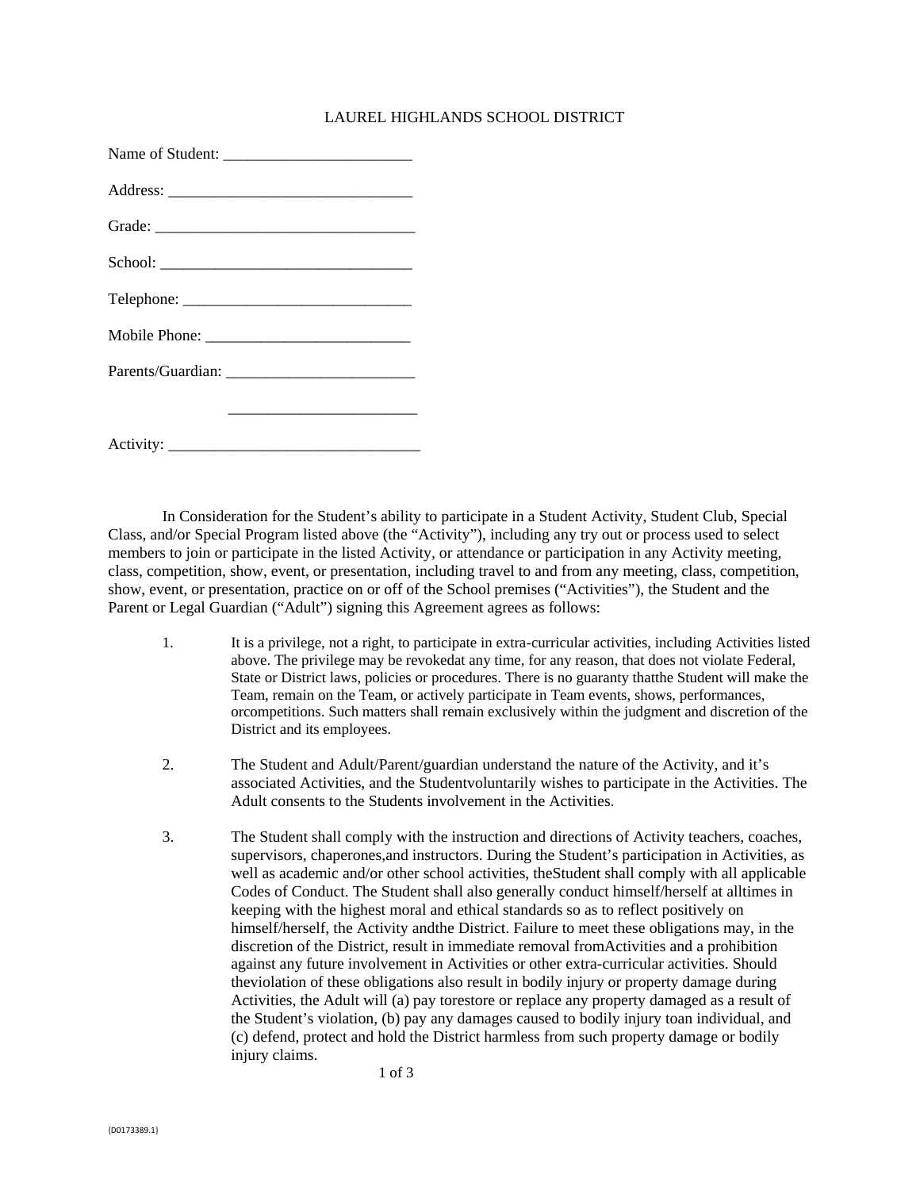# LAUREL HIGHLANDS SCHOOL DISTRICT

Name of Student: ________________________

Address: _______________________________

Grade: _________________________________

School: ________________________________

Telephone: _____________________________

Mobile Phone: __________________________

Parents/Guardian: ________________________

________________________

Activity: _______________________________

In Consideration for the Student's ability to participate in a Student Activity, Student Club, Special Class, and/or Special Program listed above (the "Activity"), including any try out or process used to select members to join or participate in the listed Activity, or attendance or participation in any Activity meeting, class, competition, show, event, or presentation, including travel to and from any meeting, class, competition, show, event, or presentation, practice on or off of the School premises ("Activities"), the Student and the Parent or Legal Guardian ("Adult") signing this Agreement agrees as follows:

1. It is a privilege, not a right, to participate in extra-curricular activities, including Activities listed above. The privilege may be revokedat any time, for any reason, that does not violate Federal, State or District laws, policies or procedures. There is no guaranty thatthe Student will make the Team, remain on the Team, or actively participate in Team events, shows, performances, orcompetitions. Such matters shall remain exclusively within the judgment and discretion of the District and its employees.

2. The Student and Adult/Parent/guardian understand the nature of the Activity, and it's associated Activities, and the Studentvoluntarily wishes to participate in the Activities. The Adult consents to the Students involvement in the Activities.

3. The Student shall comply with the instruction and directions of Activity teachers, coaches, supervisors, chaperones,and instructors. During the Student's participation in Activities, as well as academic and/or other school activities, theStudent shall comply with all applicable Codes of Conduct. The Student shall also generally conduct himself/herself at alltimes in keeping with the highest moral and ethical standards so as to reflect positively on himself/herself, the Activity andthe District. Failure to meet these obligations may, in the discretion of the District, result in immediate removal fromActivities and a prohibition against any future involvement in Activities or other extra-curricular activities. Should theviolation of these obligations also result in bodily injury or property damage during Activities, the Adult will (a) pay torestore or replace any property damaged as a result of the Student's violation, (b) pay any damages caused to bodily injury toan individual, and (c) defend, protect and hold the District harmless from such property damage or bodily injury claims.

{D0173389.1}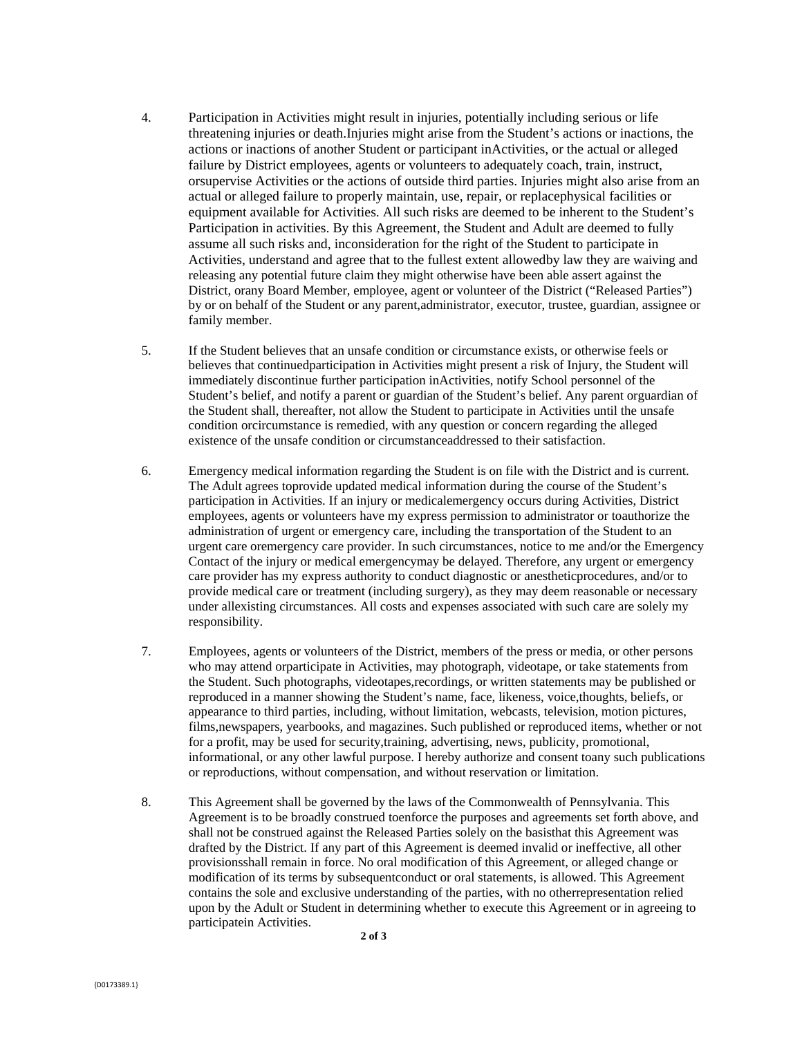4. Participation in Activities might result in injuries, potentially including serious or life threatening injuries or death.Injuries might arise from the Student's actions or inactions, the actions or inactions of another Student or participant inActivities, or the actual or alleged failure by District employees, agents or volunteers to adequately coach, train, instruct, orsupervise Activities or the actions of outside third parties. Injuries might also arise from an actual or alleged failure to properly maintain, use, repair, or replacephysical facilities or equipment available for Activities. All such risks are deemed to be inherent to the Student's Participation in activities. By this Agreement, the Student and Adult are deemed to fully assume all such risks and, inconsideration for the right of the Student to participate in Activities, understand and agree that to the fullest extent allowedby law they are waiving and releasing any potential future claim they might otherwise have been able assert against the District, orany Board Member, employee, agent or volunteer of the District ("Released Parties") by or on behalf of the Student or any parent,administrator, executor, trustee, guardian, assignee or family member.

5. If the Student believes that an unsafe condition or circumstance exists, or otherwise feels or believes that continuedparticipation in Activities might present a risk of Injury, the Student will immediately discontinue further participation inActivities, notify School personnel of the Student's belief, and notify a parent or guardian of the Student's belief. Any parent orguardian of the Student shall, thereafter, not allow the Student to participate in Activities until the unsafe condition orcircumstance is remedied, with any question or concern regarding the alleged existence of the unsafe condition or circumstanceaddressed to their satisfaction.

6. Emergency medical information regarding the Student is on file with the District and is current. The Adult agrees toprovide updated medical information during the course of the Student's participation in Activities. If an injury or medicalemergency occurs during Activities, District employees, agents or volunteers have my express permission to administrator or toauthorize the administration of urgent or emergency care, including the transportation of the Student to an urgent care oremergency care provider. In such circumstances, notice to me and/or the Emergency Contact of the injury or medical emergencymay be delayed. Therefore, any urgent or emergency care provider has my express authority to conduct diagnostic or anestheticprocedures, and/or to provide medical care or treatment (including surgery), as they may deem reasonable or necessary under allexisting circumstances. All costs and expenses associated with such care are solely my responsibility.

7. Employees, agents or volunteers of the District, members of the press or media, or other persons who may attend orparticipate in Activities, may photograph, videotape, or take statements from the Student. Such photographs, videotapes,recordings, or written statements may be published or reproduced in a manner showing the Student's name, face, likeness, voice,thoughts, beliefs, or appearance to third parties, including, without limitation, webcasts, television, motion pictures, films,newspapers, yearbooks, and magazines. Such published or reproduced items, whether or not for a profit, may be used for security,training, advertising, news, publicity, promotional, informational, or any other lawful purpose. I hereby authorize and consent toany such publications or reproductions, without compensation, and without reservation or limitation.

8. This Agreement shall be governed by the laws of the Commonwealth of Pennsylvania. This Agreement is to be broadly construed toenforce the purposes and agreements set forth above, and shall not be construed against the Released Parties solely on the basisthat this Agreement was drafted by the District. If any part of this Agreement is deemed invalid or ineffective, all other provisionsshall remain in force. No oral modification of this Agreement, or alleged change or modification of its terms by subsequentconduct or oral statements, is allowed. This Agreement contains the sole and exclusive understanding of the parties, with no otherrepresentation relied upon by the Adult or Student in determining whether to execute this Agreement or in agreeing to participatein Activities.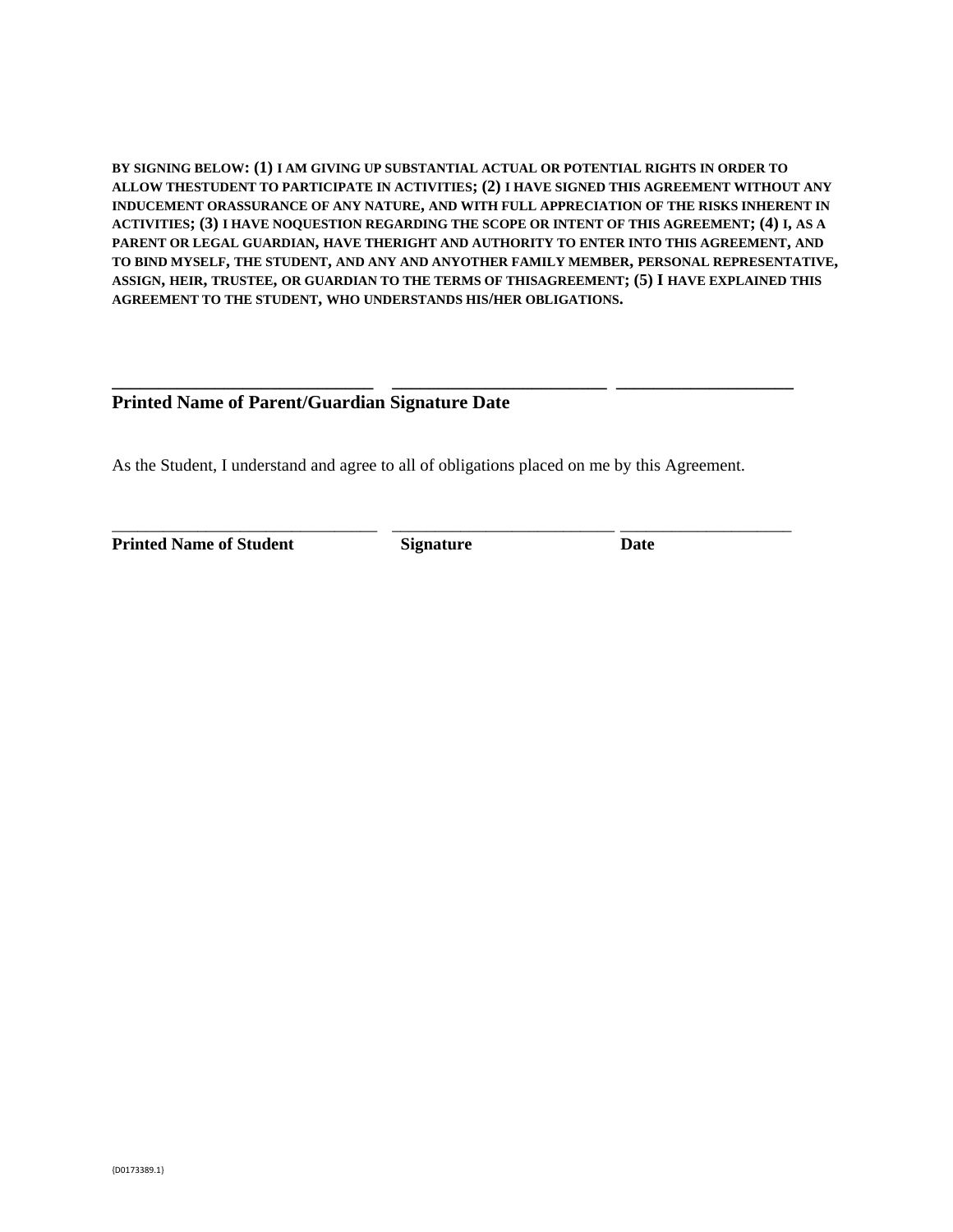**BY SIGNING BELOW: (1) I AM GIVING UP SUBSTANTIAL ACTUAL OR POTENTIAL RIGHTS IN ORDER TO ALLOW THESTUDENT TO PARTICIPATE IN ACTIVITIES; (2) I HAVE SIGNED THIS AGREEMENT WITHOUT ANY INDUCEMENT ORASSURANCE OF ANY NATURE, AND WITH FULL APPRECIATION OF THE RISKS INHERENT IN ACTIVITIES; (3) I HAVE NOQUESTION REGARDING THE SCOPE OR INTENT OF THIS AGREEMENT; (4) I, AS A PARENT OR LEGAL GUARDIAN, HAVE THERIGHT AND AUTHORITY TO ENTER INTO THIS AGREEMENT, AND TO BIND MYSELF, THE STUDENT, AND ANY AND ANYOTHER FAMILY MEMBER, PERSONAL REPRESENTATIVE, ASSIGN, HEIR, TRUSTEE, OR GUARDIAN TO THE TERMS OF THISAGREEMENT; (5) I HAVE EXPLAINED THIS AGREEMENT TO THE STUDENT, WHO UNDERSTANDS HIS/HER OBLIGATIONS.**

___________________________ ______________________ ___________________

**Printed Name of Parent/Guardian Signature Date**

As the Student, I understand and agree to all of obligations placed on me by this Agreement.

_______________________________ __________________________ ____________________

**Printed Name of Student** **Signature** **Date**

{D0173389.1}